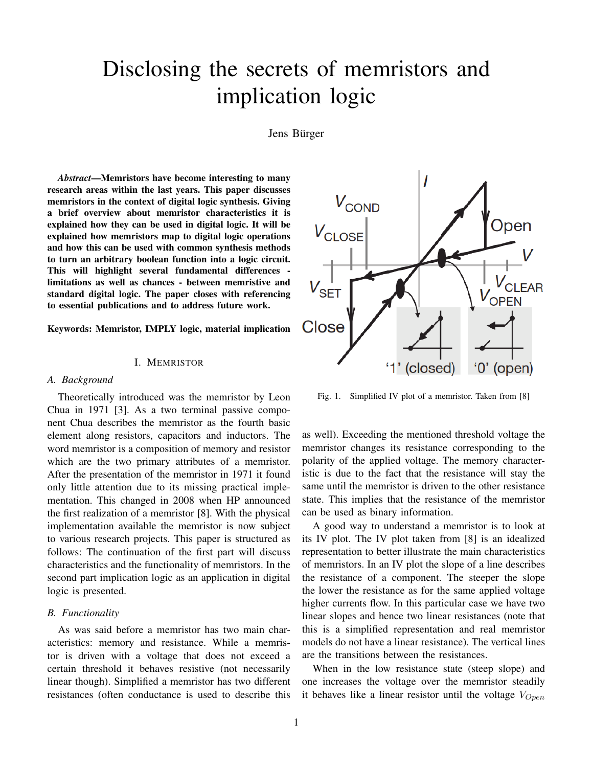# Disclosing the secrets of memristors and implication logic

Jens Bürger

***Abstract*—Memristors have become interesting to many research areas within the last years. This paper discusses memristors in the context of digital logic synthesis. Giving a brief overview about memristor characteristics it is explained how they can be used in digital logic. It will be explained how memristors map to digital logic operations and how this can be used with common synthesis methods to turn an arbitrary boolean function into a logic circuit. This will highlight several fundamental differences - limitations as well as chances - between memristive and standard digital logic. The paper closes with referencing to essential publications and to address future work.**

**Keywords: Memristor, IMPLY logic, material implication**

## I. Memristor

### A. Background

Theoretically introduced was the memristor by Leon Chua in 1971 [3]. As a two terminal passive component Chua describes the memristor as the fourth basic element along resistors, capacitors and inductors. The word memristor is a composition of memory and resistor which are the two primary attributes of a memristor. After the presentation of the memristor in 1971 it found only little attention due to its missing practical implementation. This changed in 2008 when HP announced the first realization of a memristor [8]. With the physical implementation available the memristor is now subject to various research projects. This paper is structured as follows: The continuation of the first part will discuss characteristics and the functionality of memristors. In the second part implication logic as an application in digital logic is presented.

### B. Functionality

As was said before a memristor has two main characteristics: memory and resistance. While a memristor is driven with a voltage that does not exceed a certain threshold it behaves resistive (not necessarily linear though). Simplified a memristor has two different resistances (often conductance is used to describe this as well). Exceeding the mentioned threshold voltage the memristor changes its resistance corresponding to the polarity of the applied voltage. The memory characteristic is due to the fact that the resistance will stay the same until the memristor is driven to the other resistance state. This implies that the resistance of the memristor can be used as binary information.

Fig. 1. Simplified IV plot of a memristor. Taken from [8]

A good way to understand a memristor is to look at its IV plot. The IV plot taken from [8] is an idealized representation to better illustrate the main characteristics of memristors. In an IV plot the slope of a line describes the resistance of a component. The steeper the slope the lower the resistance as for the same applied voltage higher currents flow. In this particular case we have two linear slopes and hence two linear resistances (note that this is a simplified representation and real memristor models do not have a linear resistance). The vertical lines are the transitions between the resistances.

When in the low resistance state (steep slope) and one increases the voltage over the memristor steadily it behaves like a linear resistor until the voltage $V_{Open}$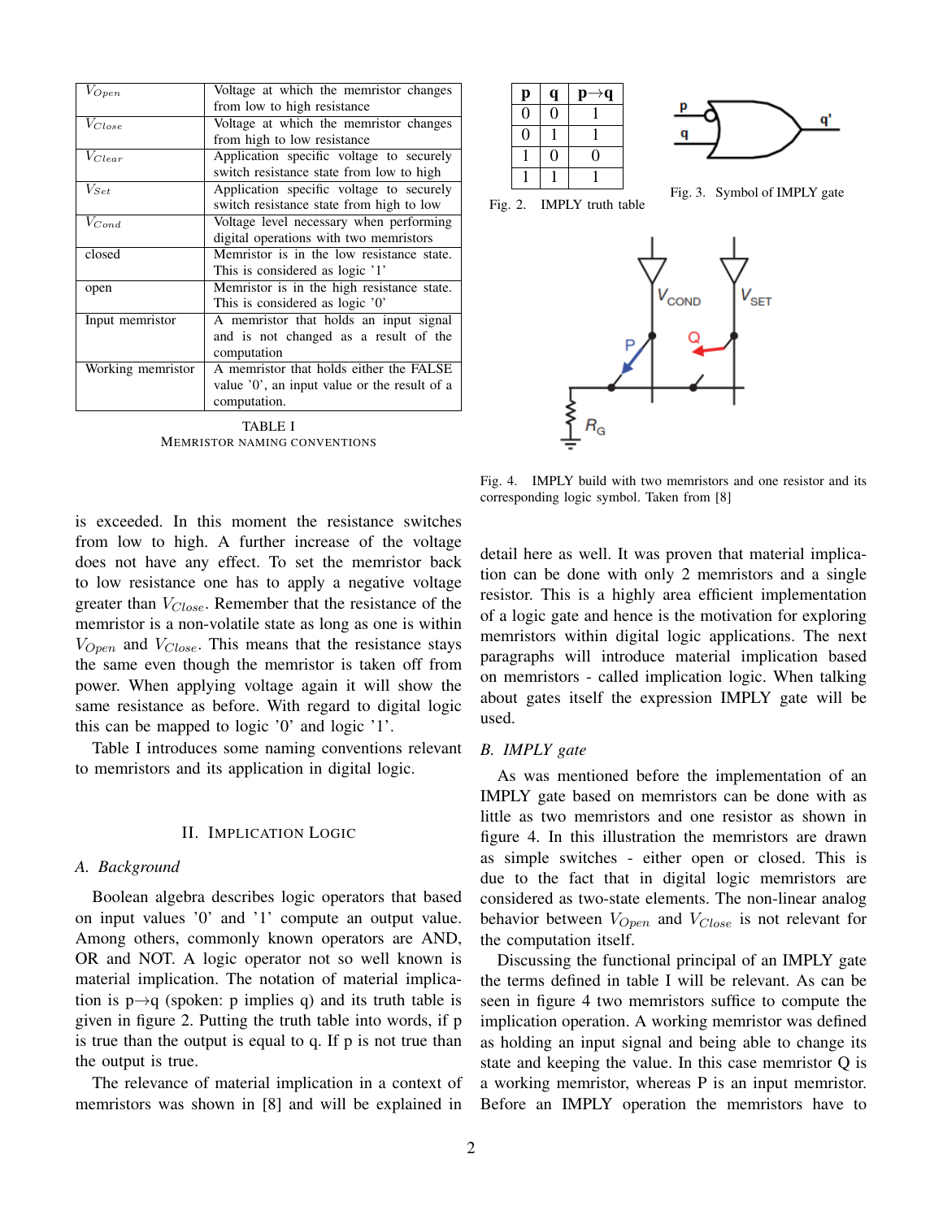| | |
|---|---|
| $V_{Open}$ | Voltage at which the memristor changes from low to high resistance |
| $V_{Close}$ | Voltage at which the memristor changes from high to low resistance |
| $V_{Clear}$ | Application specific voltage to securely switch resistance state from low to high |
| $V_{Set}$ | Application specific voltage to securely switch resistance state from high to low |
| $V_{Cond}$ | Voltage level necessary when performing digital operations with two memristors |
| closed | Memristor is in the low resistance state. This is considered as logic '1' |
| open | Memristor is in the high resistance state. This is considered as logic '0' |
| Input memristor | A memristor that holds an input signal and is not changed as a result of the computation |
| Working memristor | A memristor that holds either the FALSE value '0', an input value or the result of a computation. |

TABLE I
MEMRISTOR NAMING CONVENTIONS

is exceeded. In this moment the resistance switches from low to high. A further increase of the voltage does not have any effect. To set the memristor back to low resistance one has to apply a negative voltage greater than $V_{Close}$. Remember that the resistance of the memristor is a non-volatile state as long as one is within $V_{Open}$ and $V_{Close}$. This means that the resistance stays the same even though the memristor is taken off from power. When applying voltage again it will show the same resistance as before. With regard to digital logic this can be mapped to logic '0' and logic '1'.

Table I introduces some naming conventions relevant to memristors and its application in digital logic.

## II. Implication Logic

### A. Background

Boolean algebra describes logic operators that based on input values '0' and '1' compute an output value. Among others, commonly known operators are AND, OR and NOT. A logic operator not so well known is material implication. The notation of material implication is p→q (spoken: p implies q) and its truth table is given in figure 2. Putting the truth table into words, if p is true than the output is equal to q. If p is not true than the output is true.

The relevance of material implication in a context of memristors was shown in [8] and will be explained in detail here as well. It was proven that material implication can be done with only 2 memristors and a single resistor. This is a highly area efficient implementation of a logic gate and hence is the motivation for exploring memristors within digital logic applications. The next paragraphs will introduce material implication based on memristors - called implication logic. When talking about gates itself the expression IMPLY gate will be used.

| p | q | p→q |
|---|---|---|
| 0 | 0 | 1 |
| 0 | 1 | 1 |
| 1 | 0 | 0 |
| 1 | 1 | 1 |

Fig. 2. IMPLY truth table

Fig. 3. Symbol of IMPLY gate

Fig. 4. IMPLY build with two memristors and one resistor and its corresponding logic symbol. Taken from [8]

### B. IMPLY gate

As was mentioned before the implementation of an IMPLY gate based on memristors can be done with as little as two memristors and one resistor as shown in figure 4. In this illustration the memristors are drawn as simple switches - either open or closed. This is due to the fact that in digital logic memristors are considered as two-state elements. The non-linear analog behavior between $V_{Open}$ and $V_{Close}$ is not relevant for the computation itself.

Discussing the functional principal of an IMPLY gate the terms defined in table I will be relevant. As can be seen in figure 4 two memristors suffice to compute the implication operation. A working memristor was defined as holding an input signal and being able to change its state and keeping the value. In this case memristor Q is a working memristor, whereas P is an input memristor. Before an IMPLY operation the memristors have to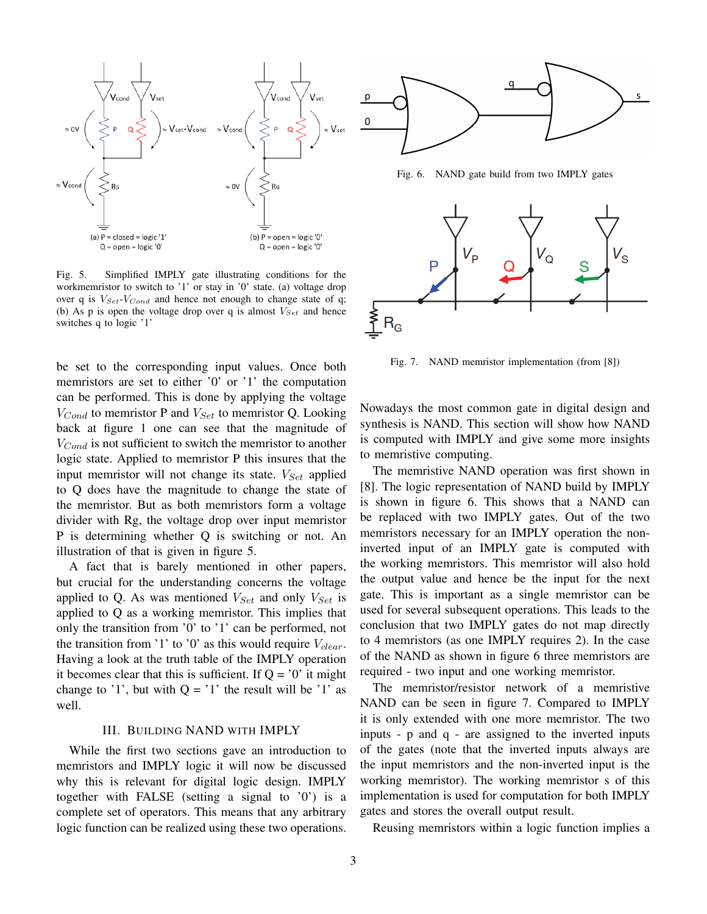Fig. 5. Simplified IMPLY gate illustrating conditions for the workmemristor to switch to '1' or stay in '0' state. (a) voltage drop over q is $V_{Set}$-$V_{Cond}$ and hence not enough to change state of q; (b) As p is open the voltage drop over q is almost $V_{Set}$ and hence switches q to logic '1'

be set to the corresponding input values. Once both memristors are set to either '0' or '1' the computation can be performed. This is done by applying the voltage $V_{Cond}$ to memristor P and $V_{Set}$ to memristor Q. Looking back at figure 1 one can see that the magnitude of $V_{Cond}$ is not sufficient to switch the memristor to another logic state. Applied to memristor P this insures that the input memristor will not change its state. $V_{Set}$ applied to Q does have the magnitude to change the state of the memristor. But as both memristors form a voltage divider with Rg, the voltage drop over input memristor P is determining whether Q is switching or not. An illustration of that is given in figure 5.

A fact that is barely mentioned in other papers, but crucial for the understanding concerns the voltage applied to Q. As was mentioned $V_{Set}$ and only $V_{Set}$ is applied to Q as a working memristor. This implies that only the transition from '0' to '1' can be performed, not the transition from '1' to '0' as this would require $V_{clear}$. Having a look at the truth table of the IMPLY operation it becomes clear that this is sufficient. If Q = '0' it might change to '1', but with Q = '1' the result will be '1' as well.

## III. Building NAND with IMPLY

While the first two sections gave an introduction to memristors and IMPLY logic it will now be discussed why this is relevant for digital logic design. IMPLY together with FALSE (setting a signal to '0') is a complete set of operators. This means that any arbitrary logic function can be realized using these two operations.

Fig. 6. NAND gate build from two IMPLY gates

Fig. 7. NAND memristor implementation (from [8])

Nowadays the most common gate in digital design and synthesis is NAND. This section will show how NAND is computed with IMPLY and give some more insights to memristive computing.

The memristive NAND operation was first shown in [8]. The logic representation of NAND build by IMPLY is shown in figure 6. This shows that a NAND can be replaced with two IMPLY gates. Out of the two memristors necessary for an IMPLY operation the non-inverted input of an IMPLY gate is computed with the working memristors. This memristor will also hold the output value and hence be the input for the next gate. This is important as a single memristor can be used for several subsequent operations. This leads to the conclusion that two IMPLY gates do not map directly to 4 memristors (as one IMPLY requires 2). In the case of the NAND as shown in figure 6 three memristors are required - two input and one working memristor.

The memristor/resistor network of a memristive NAND can be seen in figure 7. Compared to IMPLY it is only extended with one more memristor. The two inputs - p and q - are assigned to the inverted inputs of the gates (note that the inverted inputs always are the input memristors and the non-inverted input is the working memristor). The working memristor s of this implementation is used for computation for both IMPLY gates and stores the overall output result.

Reusing memristors within a logic function implies a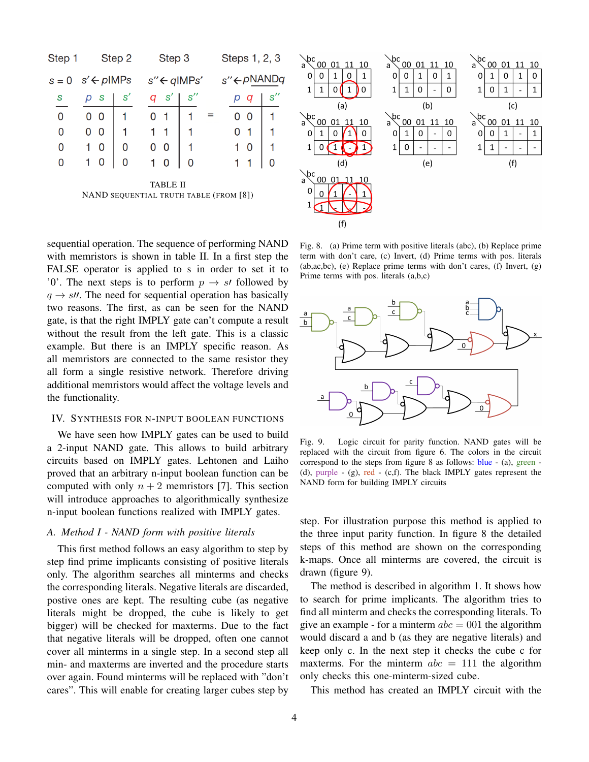| Step 1 | Step 2 | | | Step 3 | | | | Steps 1, 2, 3 | | |
|---|---|---|---|---|---|---|---|---|---|---|
| $s = 0$ | $s' \leftarrow p\text{IMP}s$ | | | $s'' \leftarrow q\text{IMP}s'$ | | | | $s'' \leftarrow p\text{NAND}q$ | | |
| $s$ | $p$ | $s$ | $s'$ | $q$ | $s'$ | $s''$ | = | $p$ | $q$ | $s''$ |
| 0 | 0 | 0 | 1 | 0 | 1 | 1 | | 0 | 0 | 1 |
| 0 | 0 | 0 | 1 | 1 | 1 | 1 | | 0 | 1 | 1 |
| 0 | 1 | 0 | 0 | 0 | 0 | 1 | | 1 | 0 | 1 |
| 0 | 1 | 0 | 0 | 1 | 0 | 0 | | 1 | 1 | 0 |

TABLE II
NAND SEQUENTIAL TRUTH TABLE (FROM [8])

sequential operation. The sequence of performing NAND with memristors is shown in table II. In a first step the FALSE operator is applied to s in order to set it to '0'. The next steps is to perform $p \rightarrow s\prime$ followed by $q \rightarrow s\prime\prime$. The need for sequential operation has basically two reasons. The first, as can be seen for the NAND gate, is that the right IMPLY gate can't compute a result without the result from the left gate. This is a classic example. But there is an IMPLY specific reason. As all memristors are connected to the same resistor they all form a single resistive network. Therefore driving additional memristors would affect the voltage levels and the functionality.

## IV. Synthesis for n-input Boolean Functions

We have seen how IMPLY gates can be used to build a 2-input NAND gate. This allows to build arbitrary circuits based on IMPLY gates. Lehtonen and Laiho proved that an arbitrary n-input boolean function can be computed with only $n + 2$ memristors [7]. This section will introduce approaches to algorithmically synthesize n-input boolean functions realized with IMPLY gates.

### A. Method I - NAND form with positive literals

This first method follows an easy algorithm to step by step find prime implicants consisting of positive literals only. The algorithm searches all minterms and checks the corresponding literals. Negative literals are discarded, postive ones are kept. The resulting cube (as negative literals might be dropped, the cube is likely to get bigger) will be checked for maxterms. Due to the fact that negative literals will be dropped, often one cannot cover all minterms in a single step. In a second step all min- and maxterms are inverted and the procedure starts over again. Found minterms will be replaced with "don't cares". This will enable for creating larger cubes step by step. For illustration purpose this method is applied to the three input parity function. In figure 8 the detailed steps of this method are shown on the corresponding k-maps. Once all minterms are covered, the circuit is drawn (figure 9).

Fig. 8. (a) Prime term with positive literals (abc), (b) Replace prime term with don't care, (c) Invert, (d) Prime terms with pos. literals (ab,ac,bc), (e) Replace prime terms with don't cares, (f) Invert, (g) Prime terms with pos. literals (a,b,c)

Fig. 9. Logic circuit for parity function. NAND gates will be replaced with the circuit from figure 6. The colors in the circuit correspond to the steps from figure 8 as follows: blue - (a), green - (d), purple - (g), red - (c,f). The black IMPLY gates represent the NAND form for building IMPLY circuits

The method is described in algorithm 1. It shows how to search for prime implicants. The algorithm tries to find all minterm and checks the corresponding literals. To give an example - for a minterm $abc = 001$ the algorithm would discard a and b (as they are negative literals) and keep only c. In the next step it checks the cube c for maxterms. For the minterm $abc = 111$ the algorithm only checks this one-minterm-sized cube.

This method has created an IMPLY circuit with the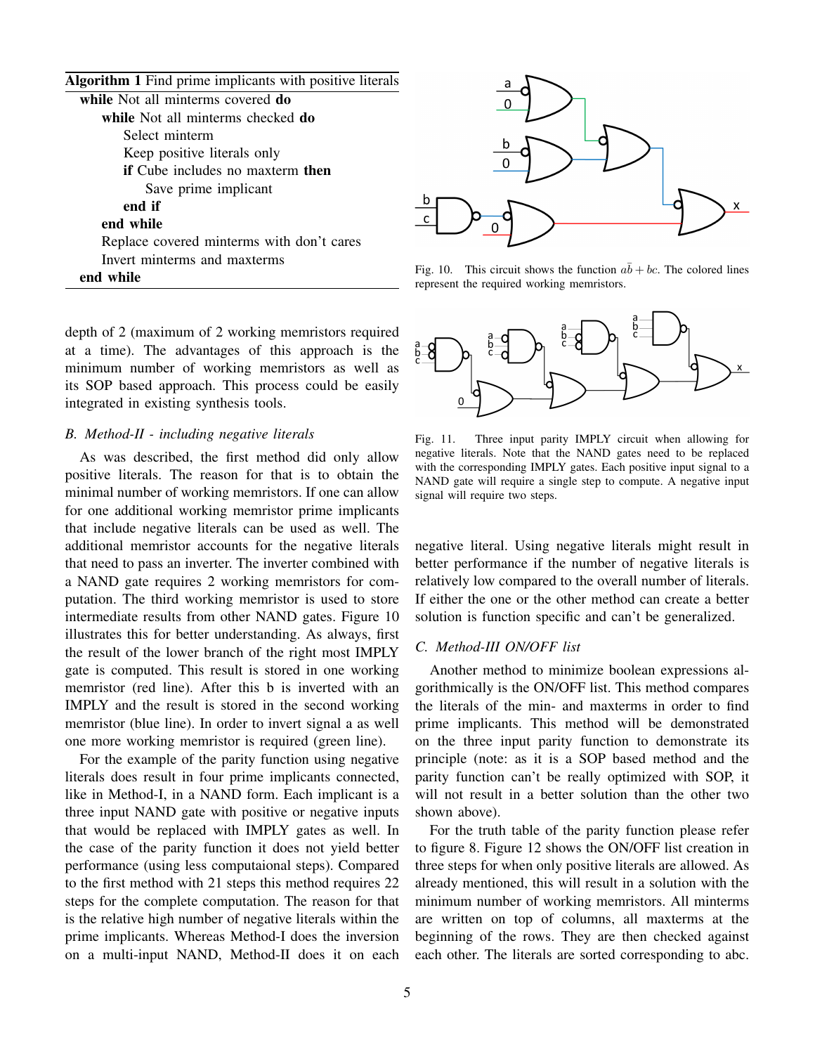**Algorithm 1** Find prime implicants with positive literals

```
while Not all minterms covered do
    while Not all minterms checked do
        Select minterm
        Keep positive literals only
        if Cube includes no maxterm then
            Save prime implicant
        end if
    end while
    Replace covered minterms with don't cares
    Invert minterms and maxterms
end while
```

depth of 2 (maximum of 2 working memristors required at a time). The advantages of this approach is the minimum number of working memristors as well as its SOP based approach. This process could be easily integrated in existing synthesis tools.

### B. Method-II - including negative literals

As was described, the first method did only allow positive literals. The reason for that is to obtain the minimal number of working memristors. If one can allow for one additional working memristor prime implicants that include negative literals can be used as well. The additional memristor accounts for the negative literals that need to pass an inverter. The inverter combined with a NAND gate requires 2 working memristors for computation. The third working memristor is used to store intermediate results from other NAND gates. Figure 10 illustrates this for better understanding. As always, first the result of the lower branch of the right most IMPLY gate is computed. This result is stored in one working memristor (red line). After this b is inverted with an IMPLY and the result is stored in the second working memristor (blue line). In order to invert signal a as well one more working memristor is required (green line).

For the example of the parity function using negative literals does result in four prime implicants connected, like in Method-I, in a NAND form. Each implicant is a three input NAND gate with positive or negative inputs that would be replaced with IMPLY gates as well. In the case of the parity function it does not yield better performance (using less computaional steps). Compared to the first method with 21 steps this method requires 22 steps for the complete computation. The reason for that is the relative high number of negative literals within the prime implicants. Whereas Method-I does the inversion on a multi-input NAND, Method-II does it on each

Fig. 10. This circuit shows the function $a\bar{b} + bc$. The colored lines represent the required working memristors.

Fig. 11. Three input parity IMPLY circuit when allowing for negative literals. Note that the NAND gates need to be replaced with the corresponding IMPLY gates. Each positive input signal to a NAND gate will require a single step to compute. A negative input signal will require two steps.

negative literal. Using negative literals might result in better performance if the number of negative literals is relatively low compared to the overall number of literals. If either the one or the other method can create a better solution is function specific and can't be generalized.

### C. Method-III ON/OFF list

Another method to minimize boolean expressions algorithmically is the ON/OFF list. This method compares the literals of the min- and maxterms in order to find prime implicants. This method will be demonstrated on the three input parity function to demonstrate its principle (note: as it is a SOP based method and the parity function can't be really optimized with SOP, it will not result in a better solution than the other two shown above).

For the truth table of the parity function please refer to figure 8. Figure 12 shows the ON/OFF list creation in three steps for when only positive literals are allowed. As already mentioned, this will result in a solution with the minimum number of working memristors. All minterms are written on top of columns, all maxterms at the beginning of the rows. They are then checked against each other. The literals are sorted corresponding to abc.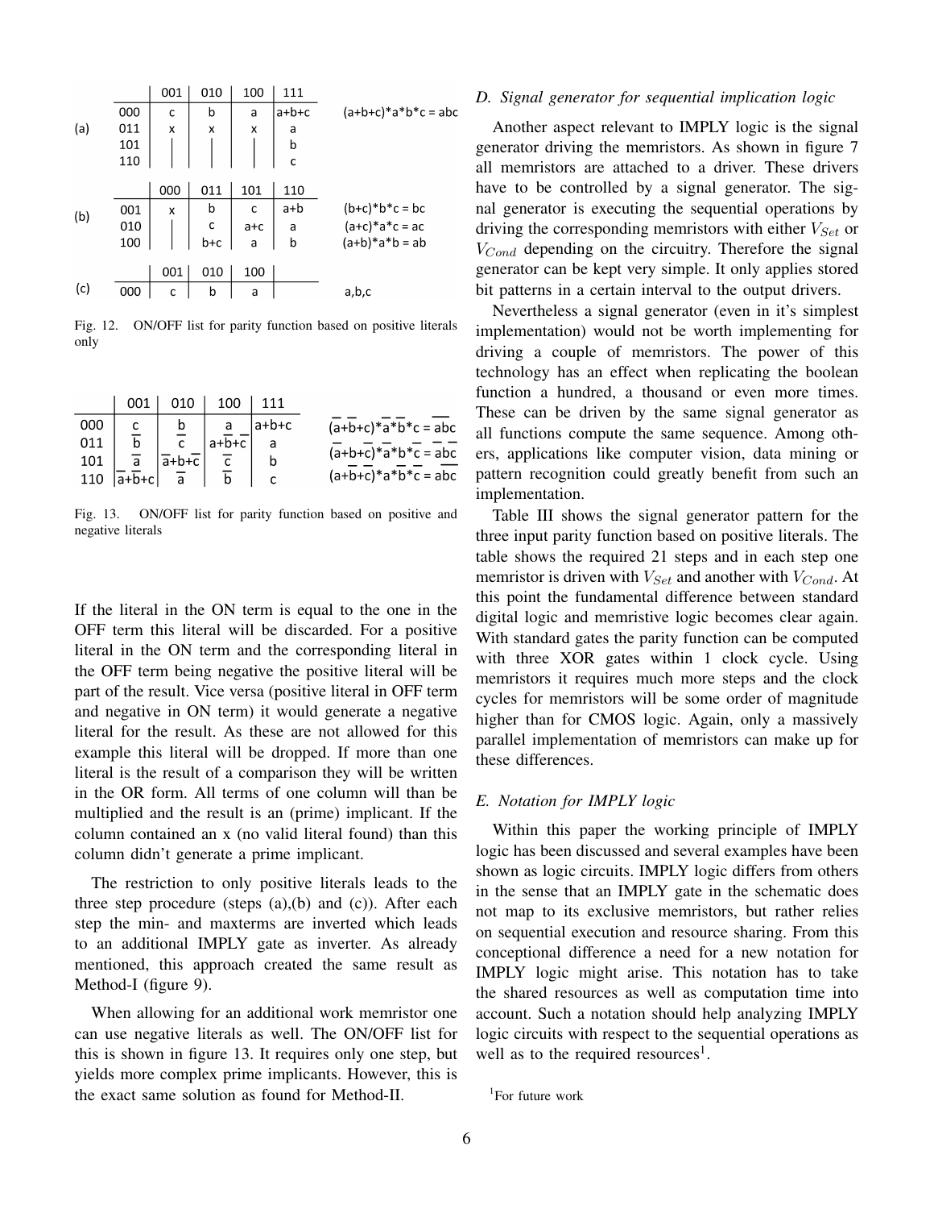|  |  | 001 | 010 | 100 | 111 |  |
|---|---|---|---|---|---|---|
| (a) | 000 | c | b | a | a+b+c | (a+b+c)\*a\*b\*c = abc |
|  | 011 | x | x | x | a |  |
|  | 101 |  |  |  | b |  |
|  | 110 |  |  |  | c |  |

|  |  | 000 | 011 | 101 | 110 |  |
|---|---|---|---|---|---|---|
| (b) | 001 | x | b | c | a+b | (b+c)\*b\*c = bc |
|  | 010 |  | c | a+c | a | (a+c)\*a\*c = ac |
|  | 100 |  | b+c | a | b | (a+b)\*a\*b = ab |

|  |  | 001 | 010 | 100 |  |
|---|---|---|---|---|---|
| (c) | 000 | c | b | a | a,b,c |

Fig. 12. ON/OFF list for parity function based on positive literals only

|  | 001 | 010 | 100 | 111 |  |
|---|---|---|---|---|---|
| 000 | $\bar{c}$ | $\bar{b}$ | $\bar{a}$ | a+b+c | $(\bar{a}+\bar{b}+c)*\bar{a}*\bar{b}*c = \overline{ab}c$ |
| 011 | $\bar{b}$ | $\bar{c}$ | $a+\bar{b}+\bar{c}$ | a | $(\bar{a}+b+\bar{c})*\bar{a}*b*\bar{c} = \bar{a}b\bar{c}$ |
| 101 | $\bar{a}$ | $\bar{a}+b+\bar{c}$ | $\bar{c}$ | b | $(a+\bar{b}+\bar{c})*a*\bar{b}*\bar{c} = a\overline{bc}$ |
| 110 | $\bar{a}+\bar{b}+c$ | $\bar{a}$ | $\bar{b}$ | c |  |

Fig. 13. ON/OFF list for parity function based on positive and negative literals

If the literal in the ON term is equal to the one in the OFF term this literal will be discarded. For a positive literal in the ON term and the corresponding literal in the OFF term being negative the positive literal will be part of the result. Vice versa (positive literal in OFF term and negative in ON term) it would generate a negative literal for the result. As these are not allowed for this example this literal will be dropped. If more than one literal is the result of a comparison they will be written in the OR form. All terms of one column will than be multiplied and the result is an (prime) implicant. If the column contained an x (no valid literal found) than this column didn't generate a prime implicant.

The restriction to only positive literals leads to the three step procedure (steps (a),(b) and (c)). After each step the min- and maxterms are inverted which leads to an additional IMPLY gate as inverter. As already mentioned, this approach created the same result as Method-I (figure 9).

When allowing for an additional work memristor one can use negative literals as well. The ON/OFF list for this is shown in figure 13. It requires only one step, but yields more complex prime implicants. However, this is the exact same solution as found for Method-II.

### D. Signal generator for sequential implication logic

Another aspect relevant to IMPLY logic is the signal generator driving the memristors. As shown in figure 7 all memristors are attached to a driver. These drivers have to be controlled by a signal generator. The signal generator is executing the sequential operations by driving the corresponding memristors with either $V_{Set}$ or $V_{Cond}$ depending on the circuitry. Therefore the signal generator can be kept very simple. It only applies stored bit patterns in a certain interval to the output drivers.

Nevertheless a signal generator (even in it's simplest implementation) would not be worth implementing for driving a couple of memristors. The power of this technology has an effect when replicating the boolean function a hundred, a thousand or even more times. These can be driven by the same signal generator as all functions compute the same sequence. Among others, applications like computer vision, data mining or pattern recognition could greatly benefit from such an implementation.

Table III shows the signal generator pattern for the three input parity function based on positive literals. The table shows the required 21 steps and in each step one memristor is driven with $V_{Set}$ and another with $V_{Cond}$. At this point the fundamental difference between standard digital logic and memristive logic becomes clear again. With standard gates the parity function can be computed with three XOR gates within 1 clock cycle. Using memristors it requires much more steps and the clock cycles for memristors will be some order of magnitude higher than for CMOS logic. Again, only a massively parallel implementation of memristors can make up for these differences.

### E. Notation for IMPLY logic

Within this paper the working principle of IMPLY logic has been discussed and several examples have been shown as logic circuits. IMPLY logic differs from others in the sense that an IMPLY gate in the schematic does not map to its exclusive memristors, but rather relies on sequential execution and resource sharing. From this conceptional difference a need for a new notation for IMPLY logic might arise. This notation has to take the shared resources as well as computation time into account. Such a notation should help analyzing IMPLY logic circuits with respect to the sequential operations as well as to the required resources[1].

[1] For future work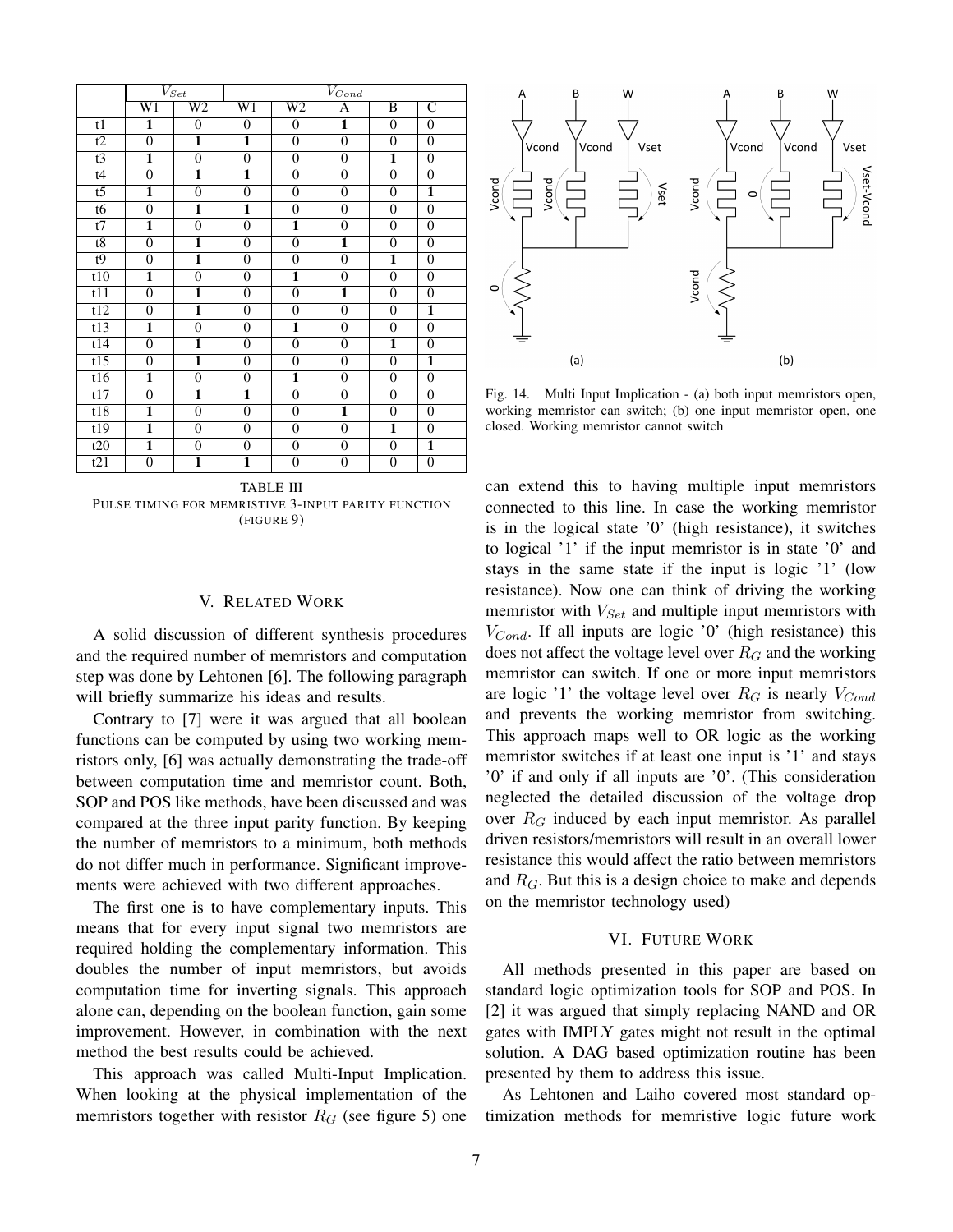| | $V_{Set}$ | | $V_{Cond}$ | | | | |
|---|---|---|---|---|---|---|---|
| | W1 | W2 | W1 | W2 | A | B | C |
| t1 | **1** | 0 | 0 | 0 | **1** | 0 | 0 |
| t2 | 0 | **1** | **1** | 0 | 0 | 0 | 0 |
| t3 | **1** | 0 | 0 | 0 | 0 | **1** | 0 |
| t4 | 0 | **1** | **1** | 0 | 0 | 0 | 0 |
| t5 | **1** | 0 | 0 | 0 | 0 | 0 | **1** |
| t6 | 0 | **1** | **1** | 0 | 0 | 0 | 0 |
| t7 | **1** | 0 | 0 | **1** | 0 | 0 | 0 |
| t8 | 0 | **1** | 0 | 0 | **1** | 0 | 0 |
| t9 | 0 | **1** | 0 | 0 | 0 | **1** | 0 |
| t10 | **1** | 0 | 0 | **1** | 0 | 0 | 0 |
| t11 | 0 | **1** | 0 | 0 | **1** | 0 | 0 |
| t12 | 0 | **1** | 0 | 0 | 0 | 0 | **1** |
| t13 | **1** | 0 | 0 | **1** | 0 | 0 | 0 |
| t14 | 0 | **1** | 0 | 0 | 0 | **1** | 0 |
| t15 | 0 | **1** | 0 | 0 | 0 | 0 | **1** |
| t16 | **1** | 0 | 0 | **1** | 0 | 0 | 0 |
| t17 | 0 | **1** | **1** | 0 | 0 | 0 | 0 |
| t18 | **1** | 0 | 0 | 0 | **1** | 0 | 0 |
| t19 | **1** | 0 | 0 | 0 | 0 | **1** | 0 |
| t20 | **1** | 0 | 0 | 0 | 0 | 0 | **1** |
| t21 | 0 | **1** | **1** | 0 | 0 | 0 | 0 |

TABLE III
PULSE TIMING FOR MEMRISTIVE 3-INPUT PARITY FUNCTION (FIGURE 9)

## V. RELATED WORK

A solid discussion of different synthesis procedures and the required number of memristors and computation step was done by Lehtonen [6]. The following paragraph will briefly summarize his ideas and results.

Contrary to [7] were it was argued that all boolean functions can be computed by using two working memristors only, [6] was actually demonstrating the trade-off between computation time and memristor count. Both, SOP and POS like methods, have been discussed and was compared at the three input parity function. By keeping the number of memristors to a minimum, both methods do not differ much in performance. Significant improvements were achieved with two different approaches.

The first one is to have complementary inputs. This means that for every input signal two memristors are required holding the complementary information. This doubles the number of input memristors, but avoids computation time for inverting signals. This approach alone can, depending on the boolean function, gain some improvement. However, in combination with the next method the best results could be achieved.

This approach was called Multi-Input Implication. When looking at the physical implementation of the memristors together with resistor $R_G$ (see figure 5) one can extend this to having multiple input memristors connected to this line. In case the working memristor is in the logical state '0' (high resistance), it switches to logical '1' if the input memristor is in state '0' and stays in the same state if the input is logic '1' (low resistance). Now one can think of driving the working memristor with $V_{Set}$ and multiple input memristors with $V_{Cond}$. If all inputs are logic '0' (high resistance) this does not affect the voltage level over $R_G$ and the working memristor can switch. If one or more input memristors are logic '1' the voltage level over $R_G$ is nearly $V_{Cond}$ and prevents the working memristor from switching. This approach maps well to OR logic as the working memristor switches if at least one input is '1' and stays '0' if and only if all inputs are '0'. (This consideration neglected the detailed discussion of the voltage drop over $R_G$ induced by each input memristor. As parallel driven resistors/memristors will result in an overall lower resistance this would affect the ratio between memristors and $R_G$. But this is a design choice to make and depends on the memristor technology used)

Fig. 14. Multi Input Implication - (a) both input memristors open, working memristor can switch; (b) one input memristor open, one closed. Working memristor cannot switch

## VI. FUTURE WORK

All methods presented in this paper are based on standard logic optimization tools for SOP and POS. In [2] it was argued that simply replacing NAND and OR gates with IMPLY gates might not result in the optimal solution. A DAG based optimization routine has been presented by them to address this issue.

As Lehtonen and Laiho covered most standard optimization methods for memristive logic future work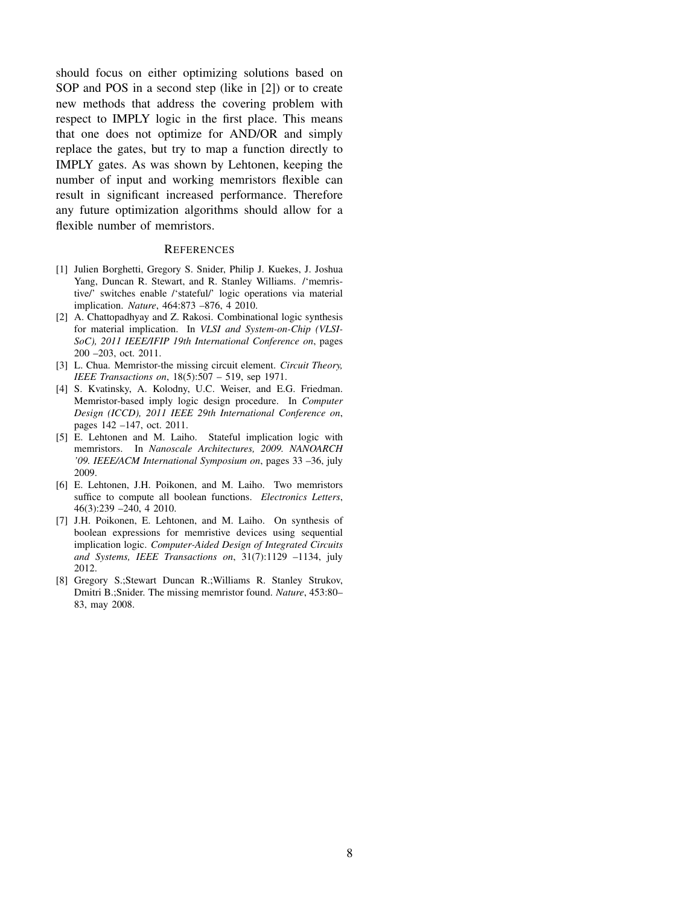should focus on either optimizing solutions based on SOP and POS in a second step (like in [2]) or to create new methods that address the covering problem with respect to IMPLY logic in the first place. This means that one does not optimize for AND/OR and simply replace the gates, but try to map a function directly to IMPLY gates. As was shown by Lehtonen, keeping the number of input and working memristors flexible can result in significant increased performance. Therefore any future optimization algorithms should allow for a flexible number of memristors.

## REFERENCES

[1] Julien Borghetti, Gregory S. Snider, Philip J. Kuekes, J. Joshua Yang, Duncan R. Stewart, and R. Stanley Williams. /'memristive/' switches enable /'stateful/' logic operations via material implication. *Nature*, 464:873 –876, 4 2010.

[2] A. Chattopadhyay and Z. Rakosi. Combinational logic synthesis for material implication. In *VLSI and System-on-Chip (VLSI-SoC), 2011 IEEE/IFIP 19th International Conference on*, pages 200 –203, oct. 2011.

[3] L. Chua. Memristor-the missing circuit element. *Circuit Theory, IEEE Transactions on*, 18(5):507 – 519, sep 1971.

[4] S. Kvatinsky, A. Kolodny, U.C. Weiser, and E.G. Friedman. Memristor-based imply logic design procedure. In *Computer Design (ICCD), 2011 IEEE 29th International Conference on*, pages 142 –147, oct. 2011.

[5] E. Lehtonen and M. Laiho. Stateful implication logic with memristors. In *Nanoscale Architectures, 2009. NANOARCH '09. IEEE/ACM International Symposium on*, pages 33 –36, july 2009.

[6] E. Lehtonen, J.H. Poikonen, and M. Laiho. Two memristors suffice to compute all boolean functions. *Electronics Letters*, 46(3):239 –240, 4 2010.

[7] J.H. Poikonen, E. Lehtonen, and M. Laiho. On synthesis of boolean expressions for memristive devices using sequential implication logic. *Computer-Aided Design of Integrated Circuits and Systems, IEEE Transactions on*, 31(7):1129 –1134, july 2012.

[8] Gregory S.;Stewart Duncan R.;Williams R. Stanley Strukov, Dmitri B.;Snider. The missing memristor found. *Nature*, 453:80–83, may 2008.